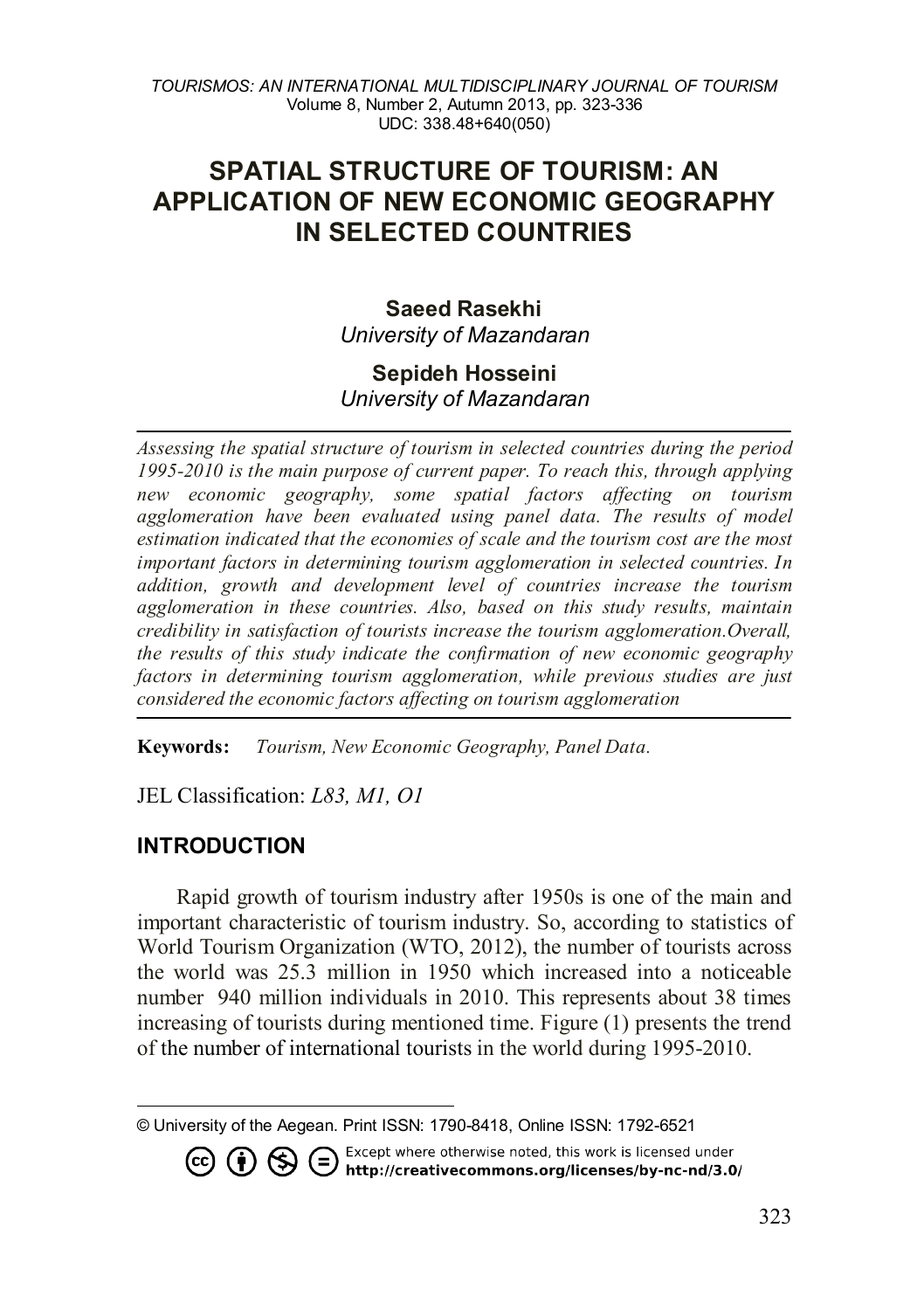# SPATIAL STRUCTURE OF TOURISM: AN APPLICATION OF NEW ECONOMIC GEOGRAPHY IN SELECTED COUNTRIES

**Saeed Rasekhi**
*University of Mazandaran*

**Sepideh Hosseini**
*University of Mazandaran*

*Assessing the spatial structure of tourism in selected countries during the period 1995-2010 is the main purpose of current paper. To reach this, through applying new economic geography, some spatial factors affecting on tourism agglomeration have been evaluated using panel data. The results of model estimation indicated that the economies of scale and the tourism cost are the most important factors in determining tourism agglomeration in selected countries. In addition, growth and development level of countries increase the tourism agglomeration in these countries. Also, based on this study results, maintain credibility in satisfaction of tourists increase the tourism agglomeration.Overall, the results of this study indicate the confirmation of new economic geography factors in determining tourism agglomeration, while previous studies are just considered the economic factors affecting on tourism agglomeration*

**Keywords:** *Tourism, New Economic Geography, Panel Data.*

JEL Classification: *L83, M1, O1*

## INTRODUCTION

Rapid growth of tourism industry after 1950s is one of the main and important characteristic of tourism industry. So, according to statistics of World Tourism Organization (WTO, 2012), the number of tourists across the world was 25.3 million in 1950 which increased into a noticeable number 940 million individuals in 2010. This represents about 38 times increasing of tourists during mentioned time. Figure (1) presents the trend of the number of international tourists in the world during 1995-2010.

---

© University of the Aegean. Print ISSN: 1790-8418, Online ISSN: 1792-6521

Except where otherwise noted, this work is licensed under http://creativecommons.org/licenses/by-nc-nd/3.0/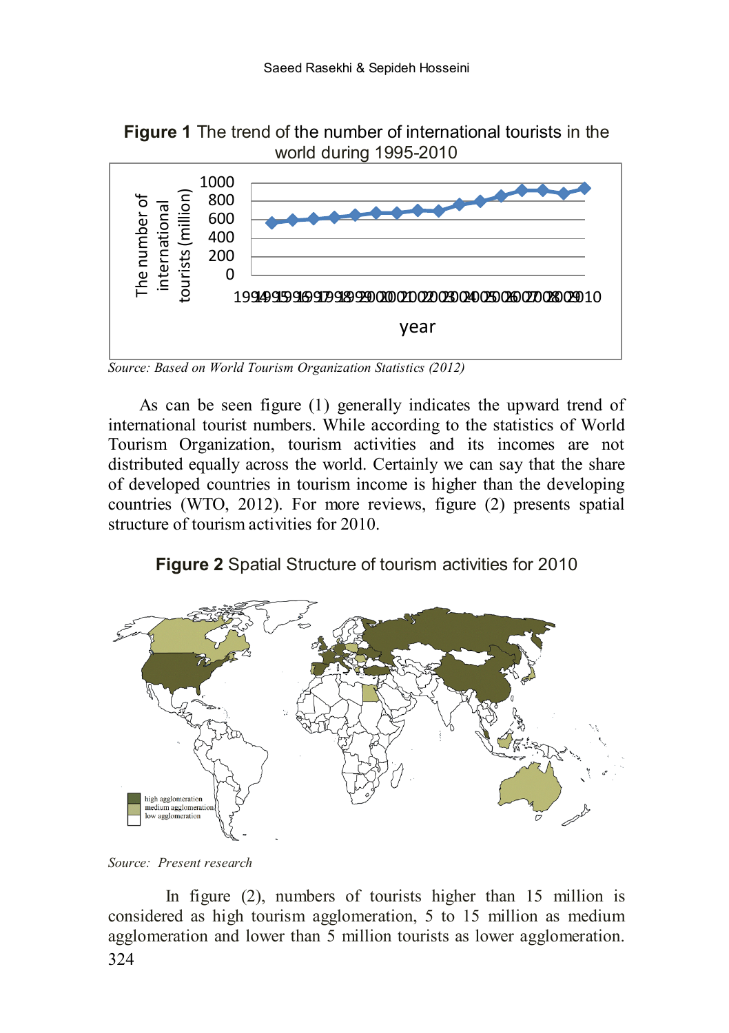**Figure 1** The trend of the number of international tourists in the world during 1995-2010

*Source: Based on World Tourism Organization Statistics (2012)*

As can be seen figure (1) generally indicates the upward trend of international tourist numbers. While according to the statistics of World Tourism Organization, tourism activities and its incomes are not distributed equally across the world. Certainly we can say that the share of developed countries in tourism income is higher than the developing countries (WTO, 2012). For more reviews, figure (2) presents spatial structure of tourism activities for 2010.

**Figure 2** Spatial Structure of tourism activities for 2010

*Source: Present research*

In figure (2), numbers of tourists higher than 15 million is considered as high tourism agglomeration, 5 to 15 million as medium agglomeration and lower than 5 million tourists as lower agglomeration.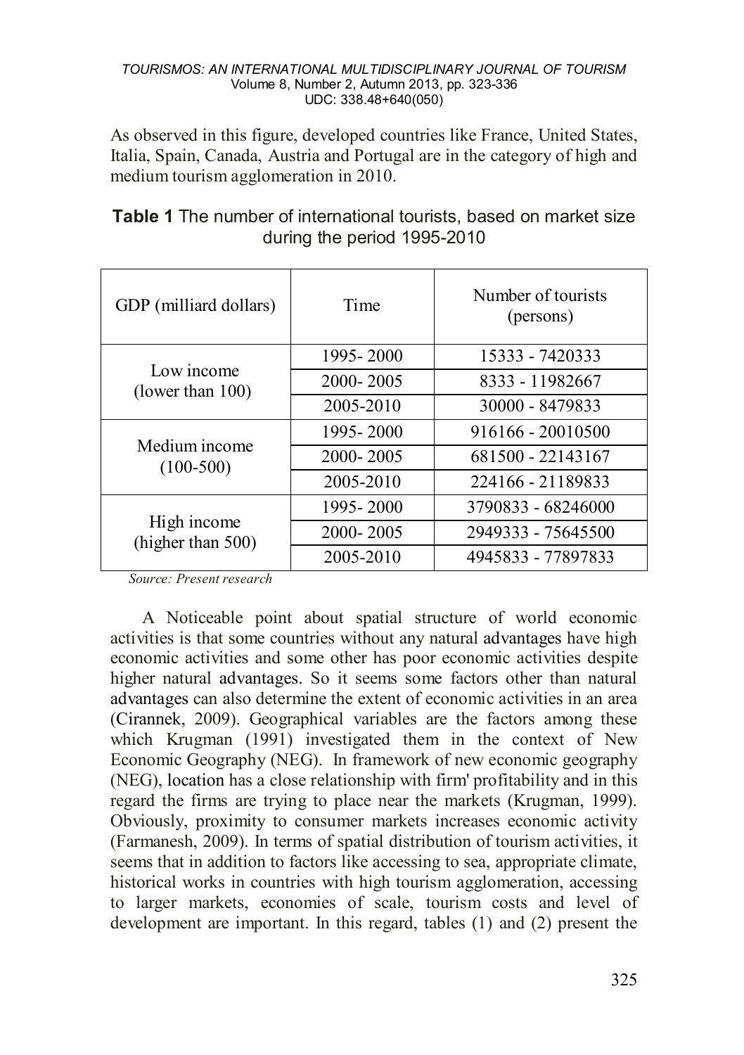As observed in this figure, developed countries like France, United States, Italia, Spain, Canada, Austria and Portugal are in the category of high and medium tourism agglomeration in 2010.

**Table 1** The number of international tourists, based on market size during the period 1995-2010

| GDP (milliard dollars) | Time | Number of tourists (persons) |
|---|---|---|
| Low income (lower than 100) | 1995- 2000 | 15333 - 7420333 |
| | 2000- 2005 | 8333 - 11982667 |
| | 2005-2010 | 30000 - 8479833 |
| Medium income (100-500) | 1995- 2000 | 916166 - 20010500 |
| | 2000- 2005 | 681500 - 22143167 |
| | 2005-2010 | 224166 - 21189833 |
| High income (higher than 500) | 1995- 2000 | 3790833 - 68246000 |
| | 2000- 2005 | 2949333 - 75645500 |
| | 2005-2010 | 4945833 - 77897833 |

*Source: Present research*

A Noticeable point about spatial structure of world economic activities is that some countries without any natural advantages have high economic activities and some other has poor economic activities despite higher natural advantages. So it seems some factors other than natural advantages can also determine the extent of economic activities in an area (Cirannek, 2009). Geographical variables are the factors among these which Krugman (1991) investigated them in the context of New Economic Geography (NEG). In framework of new economic geography (NEG), location has a close relationship with firm' profitability and in this regard the firms are trying to place near the markets (Krugman, 1999). Obviously, proximity to consumer markets increases economic activity (Farmanesh, 2009). In terms of spatial distribution of tourism activities, it seems that in addition to factors like accessing to sea, appropriate climate, historical works in countries with high tourism agglomeration, accessing to larger markets, economies of scale, tourism costs and level of development are important. In this regard, tables (1) and (2) present the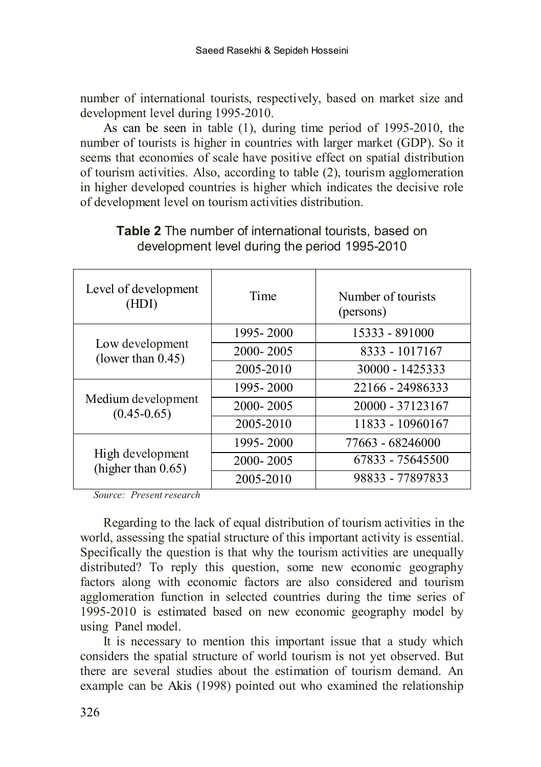number of international tourists, respectively, based on market size and development level during 1995-2010.

As can be seen in table (1), during time period of 1995-2010, the number of tourists is higher in countries with larger market (GDP). So it seems that economies of scale have positive effect on spatial distribution of tourism activities. Also, according to table (2), tourism agglomeration in higher developed countries is higher which indicates the decisive role of development level on tourism activities distribution.

**Table 2** The number of international tourists, based on development level during the period 1995-2010

| Level of development (HDI) | Time | Number of tourists (persons) |
|---|---|---|
| Low development (lower than 0.45) | 1995- 2000 | 15333 - 891000 |
| | 2000- 2005 | 8333 - 1017167 |
| | 2005-2010 | 30000 - 1425333 |
| Medium development (0.45-0.65) | 1995- 2000 | 22166 - 24986333 |
| | 2000- 2005 | 20000 - 37123167 |
| | 2005-2010 | 11833 - 10960167 |
| High development (higher than 0.65) | 1995- 2000 | 77663 - 68246000 |
| | 2000- 2005 | 67833 - 75645500 |
| | 2005-2010 | 98833 - 77897833 |

*Source: Present research*

Regarding to the lack of equal distribution of tourism activities in the world, assessing the spatial structure of this important activity is essential. Specifically the question is that why the tourism activities are unequally distributed? To reply this question, some new economic geography factors along with economic factors are also considered and tourism agglomeration function in selected countries during the time series of 1995-2010 is estimated based on new economic geography model by using Panel model.

It is necessary to mention this important issue that a study which considers the spatial structure of world tourism is not yet observed. But there are several studies about the estimation of tourism demand. An example can be Akis (1998) pointed out who examined the relationship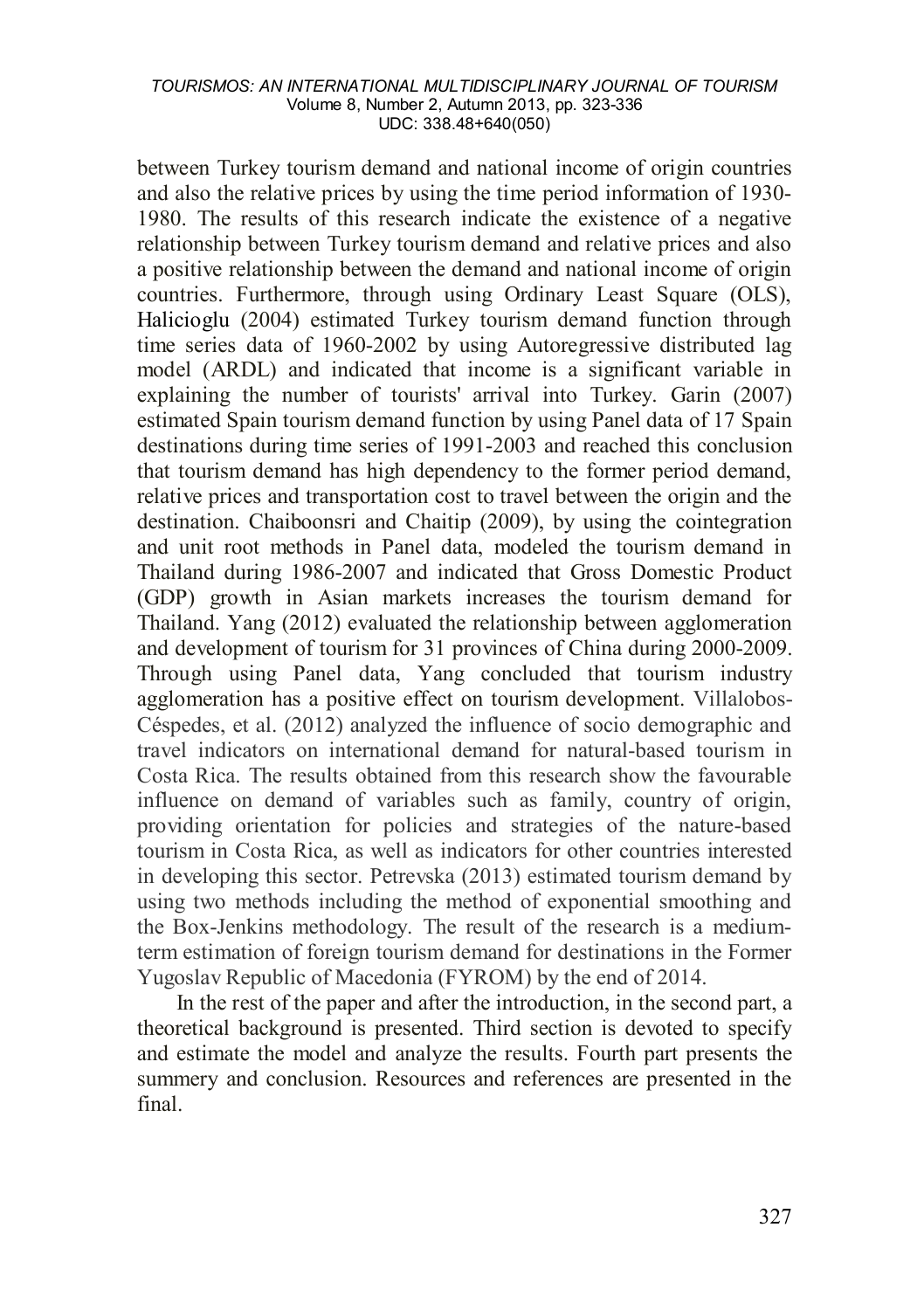between Turkey tourism demand and national income of origin countries and also the relative prices by using the time period information of 1930-1980. The results of this research indicate the existence of a negative relationship between Turkey tourism demand and relative prices and also a positive relationship between the demand and national income of origin countries. Furthermore, through using Ordinary Least Square (OLS), Halicioglu (2004) estimated Turkey tourism demand function through time series data of 1960-2002 by using Autoregressive distributed lag model (ARDL) and indicated that income is a significant variable in explaining the number of tourists' arrival into Turkey. Garin (2007) estimated Spain tourism demand function by using Panel data of 17 Spain destinations during time series of 1991-2003 and reached this conclusion that tourism demand has high dependency to the former period demand, relative prices and transportation cost to travel between the origin and the destination. Chaiboonsri and Chaitip (2009), by using the cointegration and unit root methods in Panel data, modeled the tourism demand in Thailand during 1986-2007 and indicated that Gross Domestic Product (GDP) growth in Asian markets increases the tourism demand for Thailand. Yang (2012) evaluated the relationship between agglomeration and development of tourism for 31 provinces of China during 2000-2009. Through using Panel data, Yang concluded that tourism industry agglomeration has a positive effect on tourism development. Villalobos-Céspedes, et al. (2012) analyzed the influence of socio demographic and travel indicators on international demand for natural-based tourism in Costa Rica. The results obtained from this research show the favourable influence on demand of variables such as family, country of origin, providing orientation for policies and strategies of the nature-based tourism in Costa Rica, as well as indicators for other countries interested in developing this sector. Petrevska (2013) estimated tourism demand by using two methods including the method of exponential smoothing and the Box-Jenkins methodology. The result of the research is a medium-term estimation of foreign tourism demand for destinations in the Former Yugoslav Republic of Macedonia (FYROM) by the end of 2014.

In the rest of the paper and after the introduction, in the second part, a theoretical background is presented. Third section is devoted to specify and estimate the model and analyze the results. Fourth part presents the summery and conclusion. Resources and references are presented in the final.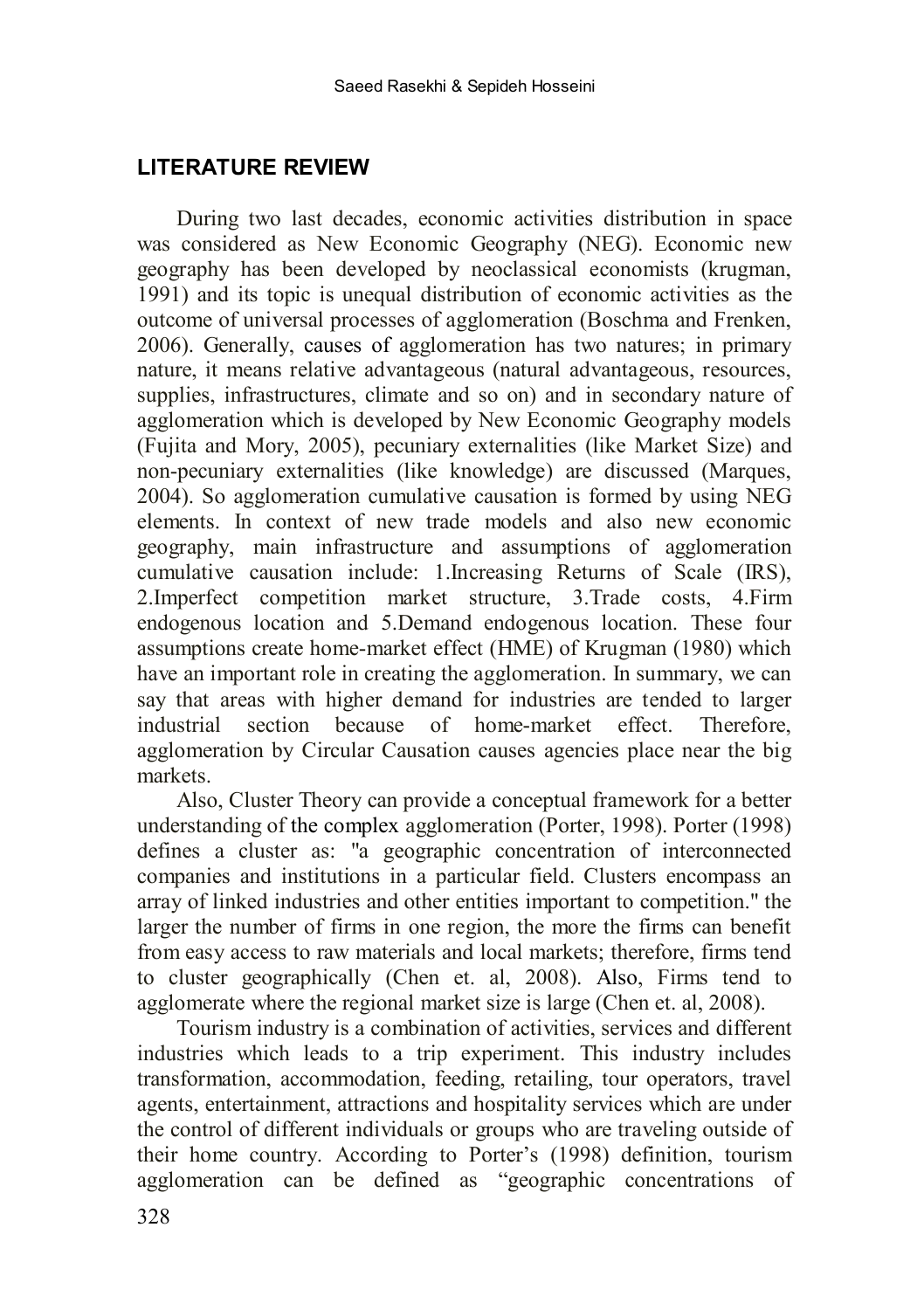## LITERATURE REVIEW

During two last decades, economic activities distribution in space was considered as New Economic Geography (NEG). Economic new geography has been developed by neoclassical economists (krugman, 1991) and its topic is unequal distribution of economic activities as the outcome of universal processes of agglomeration (Boschma and Frenken, 2006). Generally, causes of agglomeration has two natures; in primary nature, it means relative advantageous (natural advantageous, resources, supplies, infrastructures, climate and so on) and in secondary nature of agglomeration which is developed by New Economic Geography models (Fujita and Mory, 2005), pecuniary externalities (like Market Size) and non-pecuniary externalities (like knowledge) are discussed (Marques, 2004). So agglomeration cumulative causation is formed by using NEG elements. In context of new trade models and also new economic geography, main infrastructure and assumptions of agglomeration cumulative causation include: 1.Increasing Returns of Scale (IRS), 2.Imperfect competition market structure, 3.Trade costs, 4.Firm endogenous location and 5.Demand endogenous location. These four assumptions create home-market effect (HME) of Krugman (1980) which have an important role in creating the agglomeration. In summary, we can say that areas with higher demand for industries are tended to larger industrial section because of home-market effect. Therefore, agglomeration by Circular Causation causes agencies place near the big markets.

Also, Cluster Theory can provide a conceptual framework for a better understanding of the complex agglomeration (Porter, 1998). Porter (1998) defines a cluster as: "a geographic concentration of interconnected companies and institutions in a particular field. Clusters encompass an array of linked industries and other entities important to competition." the larger the number of firms in one region, the more the firms can benefit from easy access to raw materials and local markets; therefore, firms tend to cluster geographically (Chen et. al, 2008). Also, Firms tend to agglomerate where the regional market size is large (Chen et. al, 2008).

Tourism industry is a combination of activities, services and different industries which leads to a trip experiment. This industry includes transformation, accommodation, feeding, retailing, tour operators, travel agents, entertainment, attractions and hospitality services which are under the control of different individuals or groups who are traveling outside of their home country. According to Porter's (1998) definition, tourism agglomeration can be defined as "geographic concentrations of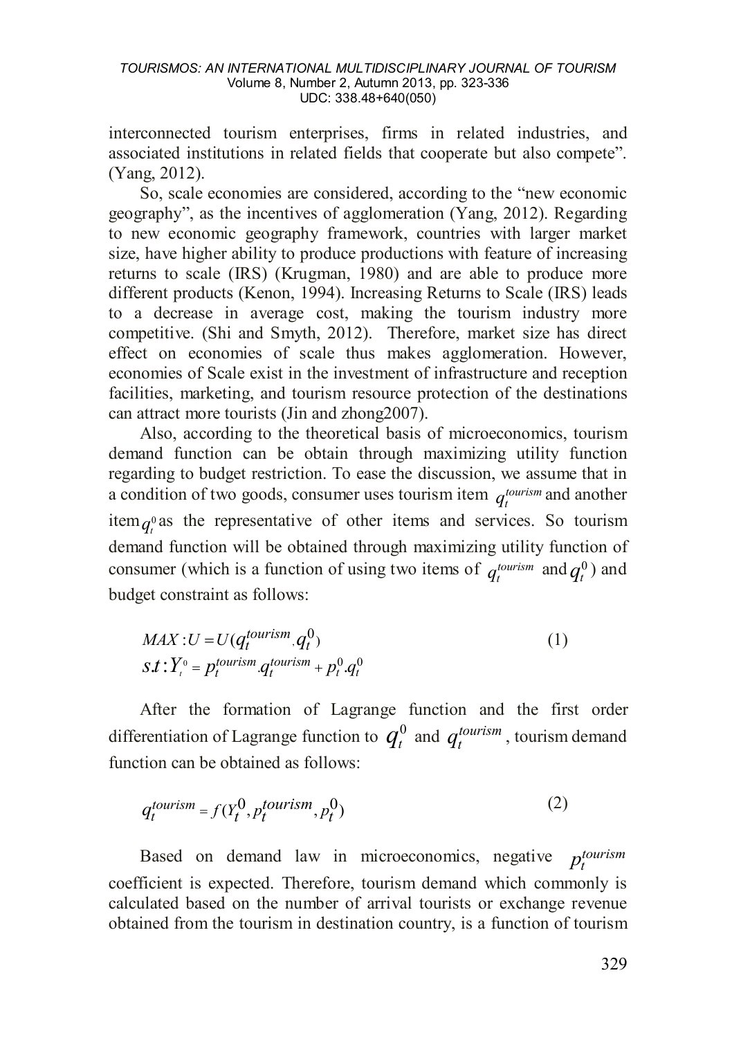interconnected tourism enterprises, firms in related industries, and associated institutions in related fields that cooperate but also compete". (Yang, 2012).

So, scale economies are considered, according to the "new economic geography", as the incentives of agglomeration (Yang, 2012). Regarding to new economic geography framework, countries with larger market size, have higher ability to produce productions with feature of increasing returns to scale (IRS) (Krugman, 1980) and are able to produce more different products (Kenon, 1994). Increasing Returns to Scale (IRS) leads to a decrease in average cost, making the tourism industry more competitive. (Shi and Smyth, 2012). Therefore, market size has direct effect on economies of scale thus makes agglomeration. However, economies of Scale exist in the investment of infrastructure and reception facilities, marketing, and tourism resource protection of the destinations can attract more tourists (Jin and zhong2007).

Also, according to the theoretical basis of microeconomics, tourism demand function can be obtain through maximizing utility function regarding to budget restriction. To ease the discussion, we assume that in a condition of two goods, consumer uses tourism item $q_t^{tourism}$ and another item $q_t^0$ as the representative of other items and services. So tourism demand function will be obtained through maximizing utility function of consumer (which is a function of using two items of $q_t^{tourism}$ and $q_t^0$) and budget constraint as follows:

$$MAX: U = U(q_t^{tourism}, q_t^0) \qquad (1)$$
$$s.t: Y_t^0 = p_t^{tourism}.q_t^{tourism} + p_t^0.q_t^0$$

After the formation of Lagrange function and the first order differentiation of Lagrange function to $q_t^0$ and $q_t^{tourism}$, tourism demand function can be obtained as follows:

$$q_t^{tourism} = f(Y_t^0, p_t^{tourism}, p_t^0) \qquad (2)$$

Based on demand law in microeconomics, negative $p_t^{tourism}$ coefficient is expected. Therefore, tourism demand which commonly is calculated based on the number of arrival tourists or exchange revenue obtained from the tourism in destination country, is a function of tourism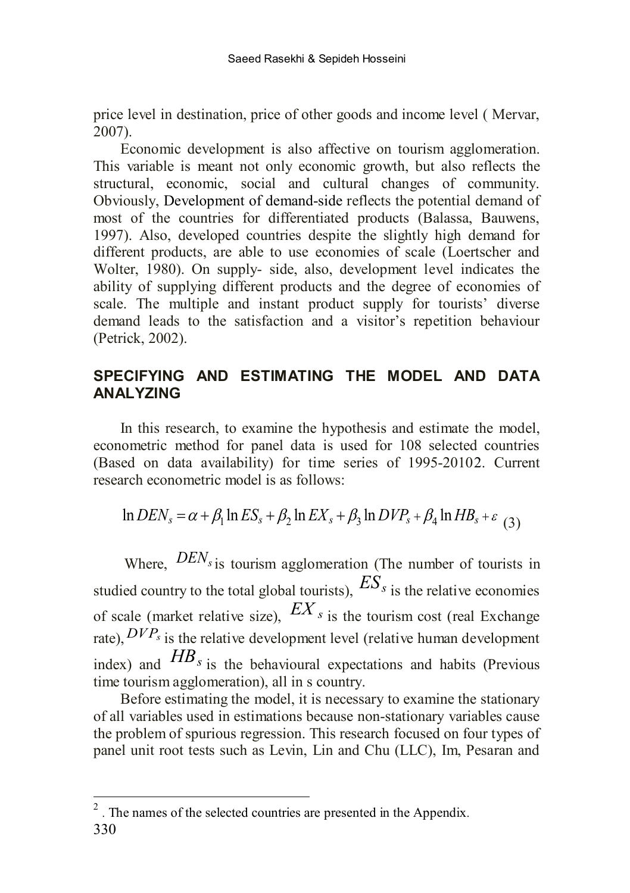price level in destination, price of other goods and income level ( Mervar, 2007).

Economic development is also affective on tourism agglomeration. This variable is meant not only economic growth, but also reflects the structural, economic, social and cultural changes of community. Obviously, Development of demand-side reflects the potential demand of most of the countries for differentiated products (Balassa, Bauwens, 1997). Also, developed countries despite the slightly high demand for different products, are able to use economies of scale (Loertscher and Wolter, 1980). On supply- side, also, development level indicates the ability of supplying different products and the degree of economies of scale. The multiple and instant product supply for tourists' diverse demand leads to the satisfaction and a visitor's repetition behaviour (Petrick, 2002).

## SPECIFYING AND ESTIMATING THE MODEL AND DATA ANALYZING

In this research, to examine the hypothesis and estimate the model, econometric method for panel data is used for 108 selected countries (Based on data availability) for time series of 1995-2010[2]. Current research econometric model is as follows:

$$\ln DEN_s = \alpha + \beta_1 \ln ES_s + \beta_2 \ln EX_s + \beta_3 \ln DVP_s + \beta_4 \ln HB_s + \varepsilon \quad (3)$$

Where, $DEN_s$ is tourism agglomeration (The number of tourists in studied country to the total global tourists), $ES_s$ is the relative economies of scale (market relative size), $EX_s$ is the tourism cost (real Exchange rate), $DVP_s$ is the relative development level (relative human development index) and $HB_s$ is the behavioural expectations and habits (Previous time tourism agglomeration), all in s country.

Before estimating the model, it is necessary to examine the stationary of all variables used in estimations because non-stationary variables cause the problem of spurious regression. This research focused on four types of panel unit root tests such as Levin, Lin and Chu (LLC), Im, Pesaran and

---

[2] . The names of the selected countries are presented in the Appendix.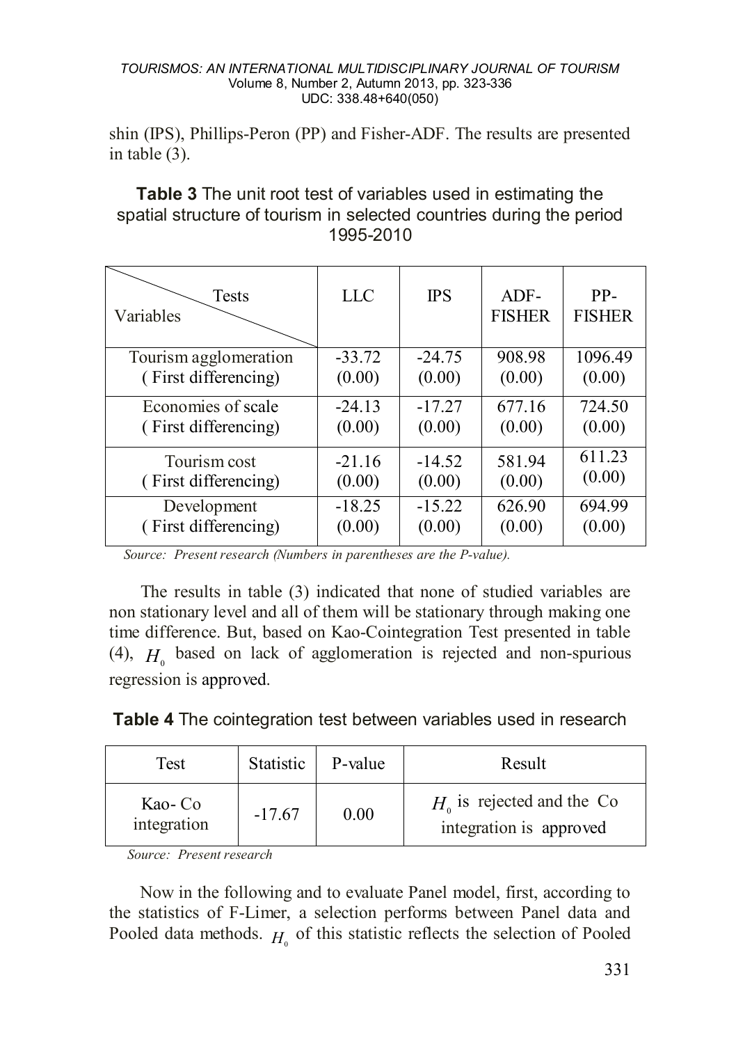shin (IPS), Phillips-Peron (PP) and Fisher-ADF. The results are presented in table (3).

**Table 3** The unit root test of variables used in estimating the spatial structure of tourism in selected countries during the period 1995-2010

| Variables \ Tests | LLC | IPS | ADF-FISHER | PP-FISHER |
|---|---|---|---|---|
| Tourism agglomeration ( First differencing) | -33.72 (0.00) | -24.75 (0.00) | 908.98 (0.00) | 1096.49 (0.00) |
| Economies of scale ( First differencing) | -24.13 (0.00) | -17.27 (0.00) | 677.16 (0.00) | 724.50 (0.00) |
| Tourism cost ( First differencing) | -21.16 (0.00) | -14.52 (0.00) | 581.94 (0.00) | 611.23 (0.00) |
| Development ( First differencing) | -18.25 (0.00) | -15.22 (0.00) | 626.90 (0.00) | 694.99 (0.00) |

*Source: Present research (Numbers in parentheses are the P-value).*

The results in table (3) indicated that none of studied variables are non stationary level and all of them will be stationary through making one time difference. But, based on Kao-Cointegration Test presented in table (4), $H_0$ based on lack of agglomeration is rejected and non-spurious regression is approved.

**Table 4** The cointegration test between variables used in research

| Test | Statistic | P-value | Result |
|---|---|---|---|
| Kao- Co integration | -17.67 | 0.00 | $H_0$ is rejected and the Co integration is approved |

*Source: Present research*

Now in the following and to evaluate Panel model, first, according to the statistics of F-Limer, a selection performs between Panel data and Pooled data methods. $H_0$ of this statistic reflects the selection of Pooled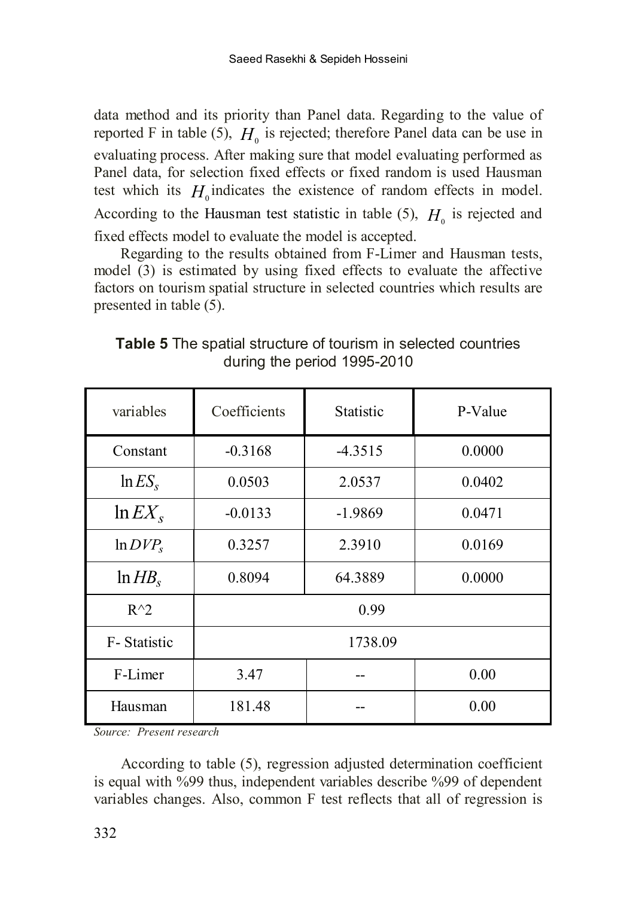data method and its priority than Panel data. Regarding to the value of reported F in table (5), $H_0$ is rejected; therefore Panel data can be use in evaluating process. After making sure that model evaluating performed as Panel data, for selection fixed effects or fixed random is used Hausman test which its $H_0$ indicates the existence of random effects in model. According to the Hausman test statistic in table (5), $H_0$ is rejected and fixed effects model to evaluate the model is accepted.

Regarding to the results obtained from F-Limer and Hausman tests, model (3) is estimated by using fixed effects to evaluate the affective factors on tourism spatial structure in selected countries which results are presented in table (5).

**Table 5** The spatial structure of tourism in selected countries during the period 1995-2010

| variables | Coefficients | Statistic | P-Value |
|---|---|---|---|
| Constant | -0.3168 | -4.3515 | 0.0000 |
| $\ln ES_s$ | 0.0503 | 2.0537 | 0.0402 |
| $\ln EX_s$ | -0.0133 | -1.9869 | 0.0471 |
| $\ln DVP_s$ | 0.3257 | 2.3910 | 0.0169 |
| $\ln HB_s$ | 0.8094 | 64.3889 | 0.0000 |
| R^2 | 0.99 | | |
| F- Statistic | 1738.09 | | |
| F-Limer | 3.47 | -- | 0.00 |
| Hausman | 181.48 | -- | 0.00 |

*Source: Present research*

According to table (5), regression adjusted determination coefficient is equal with %99 thus, independent variables describe %99 of dependent variables changes. Also, common F test reflects that all of regression is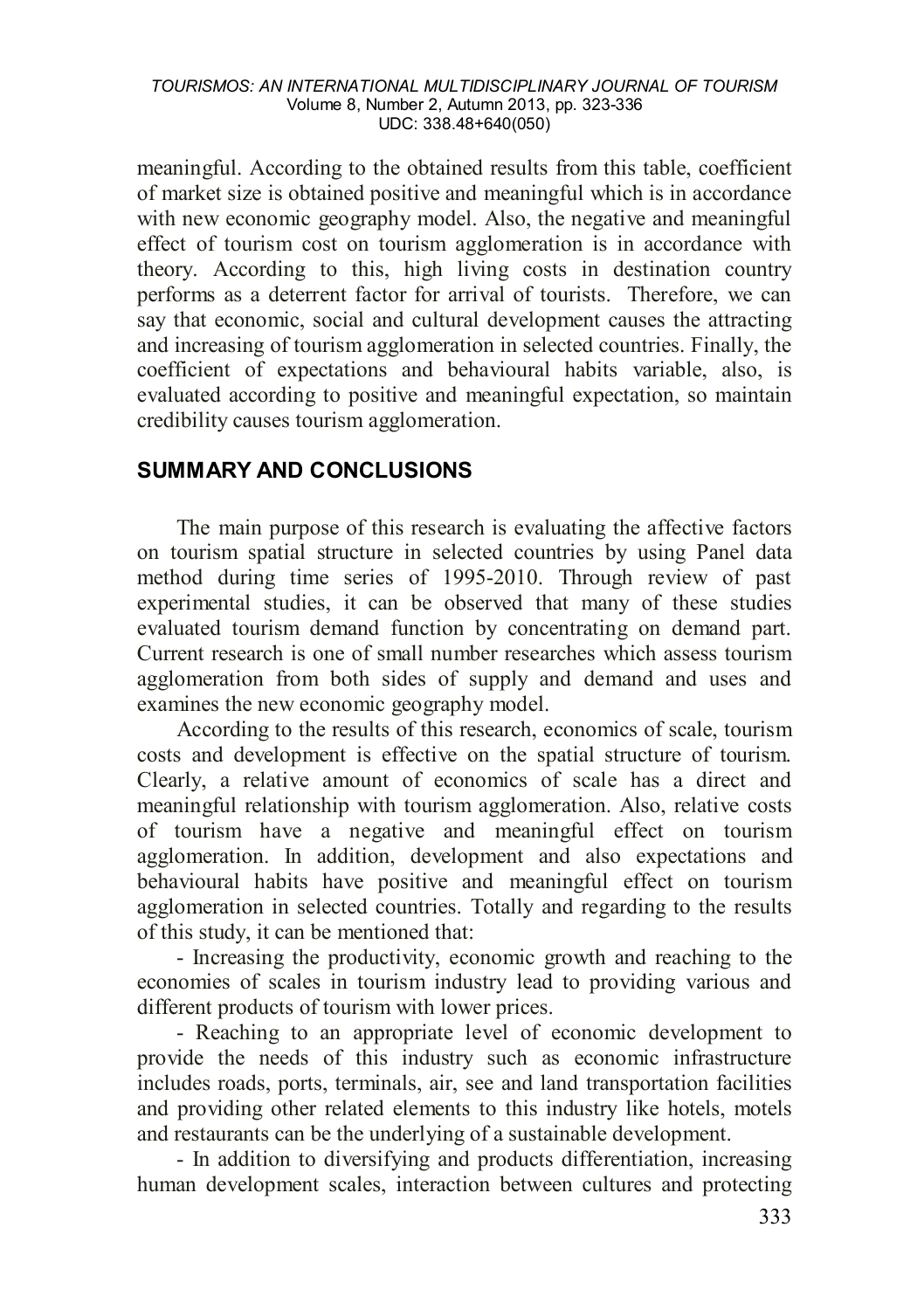meaningful. According to the obtained results from this table, coefficient of market size is obtained positive and meaningful which is in accordance with new economic geography model. Also, the negative and meaningful effect of tourism cost on tourism agglomeration is in accordance with theory. According to this, high living costs in destination country performs as a deterrent factor for arrival of tourists. Therefore, we can say that economic, social and cultural development causes the attracting and increasing of tourism agglomeration in selected countries. Finally, the coefficient of expectations and behavioural habits variable, also, is evaluated according to positive and meaningful expectation, so maintain credibility causes tourism agglomeration.

## SUMMARY AND CONCLUSIONS

The main purpose of this research is evaluating the affective factors on tourism spatial structure in selected countries by using Panel data method during time series of 1995-2010. Through review of past experimental studies, it can be observed that many of these studies evaluated tourism demand function by concentrating on demand part. Current research is one of small number researches which assess tourism agglomeration from both sides of supply and demand and uses and examines the new economic geography model.

According to the results of this research, economics of scale, tourism costs and development is effective on the spatial structure of tourism. Clearly, a relative amount of economics of scale has a direct and meaningful relationship with tourism agglomeration. Also, relative costs of tourism have a negative and meaningful effect on tourism agglomeration. In addition, development and also expectations and behavioural habits have positive and meaningful effect on tourism agglomeration in selected countries. Totally and regarding to the results of this study, it can be mentioned that:

- Increasing the productivity, economic growth and reaching to the economies of scales in tourism industry lead to providing various and different products of tourism with lower prices.
- Reaching to an appropriate level of economic development to provide the needs of this industry such as economic infrastructure includes roads, ports, terminals, air, see and land transportation facilities and providing other related elements to this industry like hotels, motels and restaurants can be the underlying of a sustainable development.
- In addition to diversifying and products differentiation, increasing human development scales, interaction between cultures and protecting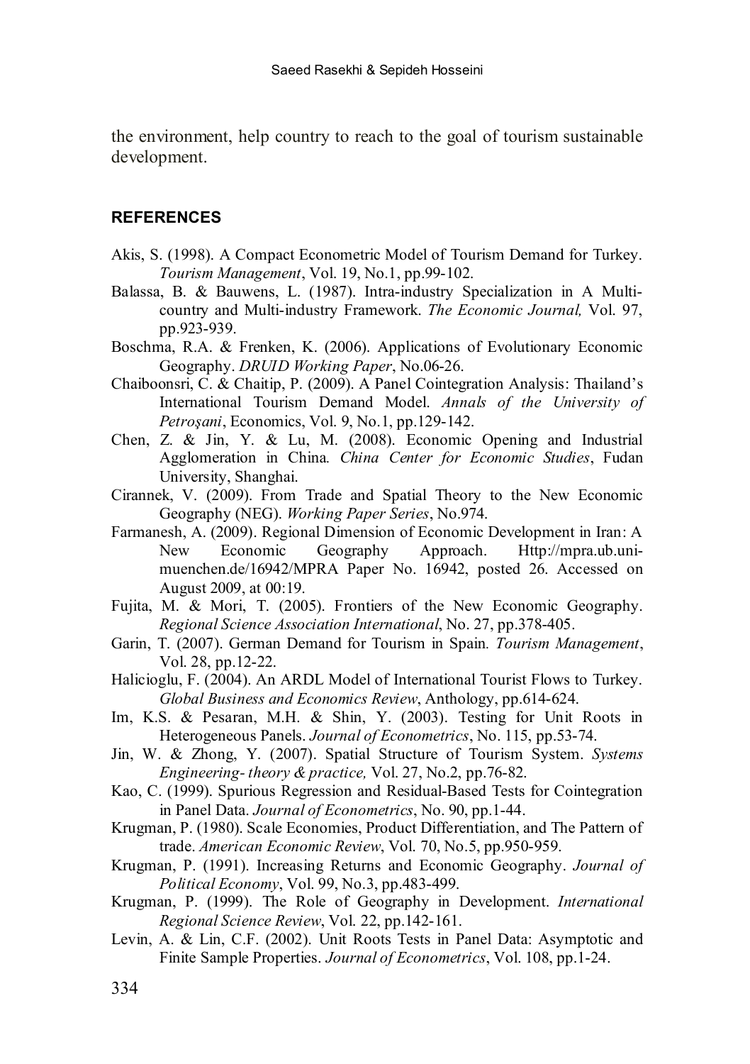the environment, help country to reach to the goal of tourism sustainable development.

## REFERENCES

Akis, S. (1998). A Compact Econometric Model of Tourism Demand for Turkey. *Tourism Management*, Vol. 19, No.1, pp.99-102.

Balassa, B. & Bauwens, L. (1987). Intra-industry Specialization in A Multi-country and Multi-industry Framework. *The Economic Journal,* Vol. 97, pp.923-939.

Boschma, R.A. & Frenken, K. (2006). Applications of Evolutionary Economic Geography. *DRUID Working Paper*, No.06-26.

Chaiboonsri, C. & Chaitip, P. (2009). A Panel Cointegration Analysis: Thailand's International Tourism Demand Model. *Annals of the University of Petroşani*, Economics, Vol. 9, No.1, pp.129-142.

Chen, Z. & Jin, Y. & Lu, M. (2008). Economic Opening and Industrial Agglomeration in China. *China Center for Economic Studies*, Fudan University, Shanghai.

Cirannek, V. (2009). From Trade and Spatial Theory to the New Economic Geography (NEG). *Working Paper Series*, No.974.

Farmanesh, A. (2009). Regional Dimension of Economic Development in Iran: A New Economic Geography Approach. Http://mpra.ub.uni-muenchen.de/16942/MPRA Paper No. 16942, posted 26. Accessed on August 2009, at 00:19.

Fujita, M. & Mori, T. (2005). Frontiers of the New Economic Geography. *Regional Science Association International*, No. 27, pp.378-405.

Garin, T. (2007). German Demand for Tourism in Spain. *Tourism Management*, Vol. 28, pp.12-22.

Halicioglu, F. (2004). An ARDL Model of International Tourist Flows to Turkey. *Global Business and Economics Review*, Anthology, pp.614-624.

Im, K.S. & Pesaran, M.H. & Shin, Y. (2003). Testing for Unit Roots in Heterogeneous Panels. *Journal of Econometrics*, No. 115, pp.53-74.

Jin, W. & Zhong, Y. (2007). Spatial Structure of Tourism System. *Systems Engineering- theory & practice,* Vol. 27, No.2, pp.76-82.

Kao, C. (1999). Spurious Regression and Residual-Based Tests for Cointegration in Panel Data. *Journal of Econometrics*, No. 90, pp.1-44.

Krugman, P. (1980). Scale Economies, Product Differentiation, and The Pattern of trade. *American Economic Review*, Vol. 70, No.5, pp.950-959.

Krugman, P. (1991). Increasing Returns and Economic Geography. *Journal of Political Economy*, Vol. 99, No.3, pp.483-499.

Krugman, P. (1999). The Role of Geography in Development. *International Regional Science Review*, Vol. 22, pp.142-161.

Levin, A. & Lin, C.F. (2002). Unit Roots Tests in Panel Data: Asymptotic and Finite Sample Properties. *Journal of Econometrics*, Vol. 108, pp.1-24.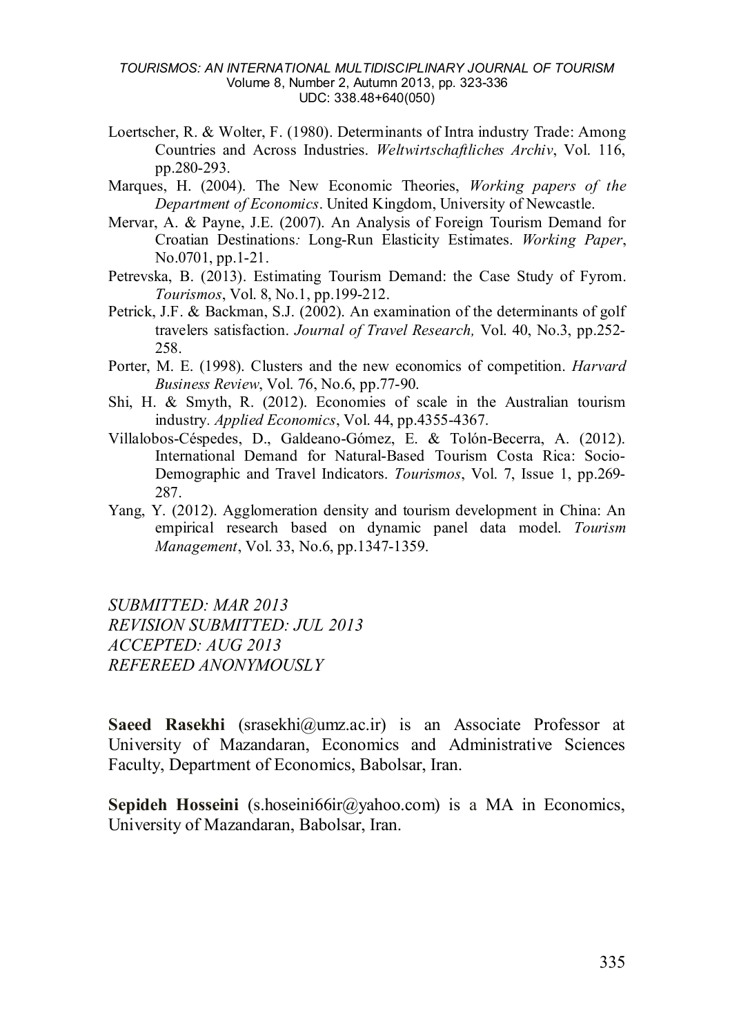Loertscher, R. & Wolter, F. (1980). Determinants of Intra industry Trade: Among Countries and Across Industries. *Weltwirtschaftliches Archiv*, Vol. 116, pp.280-293.

Marques, H. (2004). The New Economic Theories, *Working papers of the Department of Economics*. United Kingdom, University of Newcastle.

Mervar, A. & Payne, J.E. (2007). An Analysis of Foreign Tourism Demand for Croatian Destinations*:* Long-Run Elasticity Estimates. *Working Paper*, No.0701, pp.1-21.

Petrevska, B. (2013). Estimating Tourism Demand: the Case Study of Fyrom. *Tourismos*, Vol. 8, No.1, pp.199-212.

Petrick, J.F. & Backman, S.J. (2002). An examination of the determinants of golf travelers satisfaction. *Journal of Travel Research,* Vol. 40, No.3, pp.252-258.

Porter, M. E. (1998). Clusters and the new economics of competition. *Harvard Business Review*, Vol. 76, No.6, pp.77-90.

Shi, H. & Smyth, R. (2012). Economies of scale in the Australian tourism industry. *Applied Economics*, Vol. 44, pp.4355-4367.

Villalobos-Céspedes, D., Galdeano-Gómez, E. & Tolón-Becerra, A. (2012). International Demand for Natural-Based Tourism Costa Rica: Socio-Demographic and Travel Indicators. *Tourismos*, Vol. 7, Issue 1, pp.269-287.

Yang, Y. (2012). Agglomeration density and tourism development in China: An empirical research based on dynamic panel data model. *Tourism Management*, Vol. 33, No.6, pp.1347-1359.

*SUBMITTED: MAR 2013*
*REVISION SUBMITTED: JUL 2013*
*ACCEPTED: AUG 2013*
*REFEREED ANONYMOUSLY*

**Saeed Rasekhi** (srasekhi@umz.ac.ir) is an Associate Professor at University of Mazandaran, Economics and Administrative Sciences Faculty, Department of Economics, Babolsar, Iran.

**Sepideh Hosseini** (s.hoseini66ir@yahoo.com) is a MA in Economics, University of Mazandaran, Babolsar, Iran.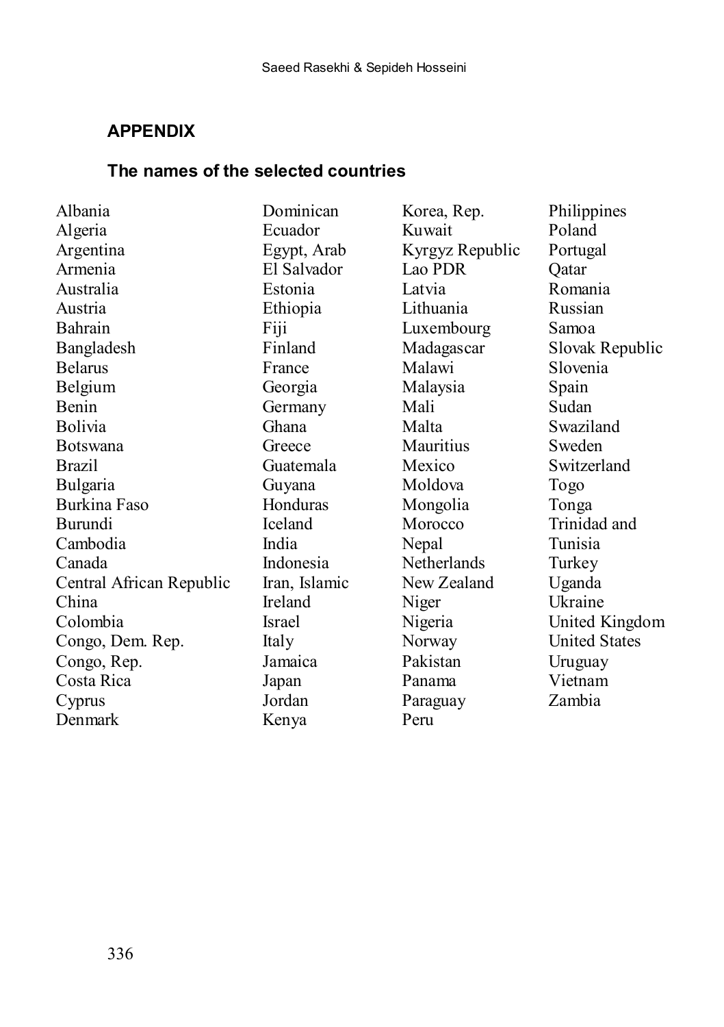## APPENDIX

### The names of the selected countries

| | | | |
|---|---|---|---|
| Albania | Dominican | Korea, Rep. | Philippines |
| Algeria | Ecuador | Kuwait | Poland |
| Argentina | Egypt, Arab | Kyrgyz Republic | Portugal |
| Armenia | El Salvador | Lao PDR | Qatar |
| Australia | Estonia | Latvia | Romania |
| Austria | Ethiopia | Lithuania | Russian |
| Bahrain | Fiji | Luxembourg | Samoa |
| Bangladesh | Finland | Madagascar | Slovak Republic |
| Belarus | France | Malawi | Slovenia |
| Belgium | Georgia | Malaysia | Spain |
| Benin | Germany | Mali | Sudan |
| Bolivia | Ghana | Malta | Swaziland |
| Botswana | Greece | Mauritius | Sweden |
| Brazil | Guatemala | Mexico | Switzerland |
| Bulgaria | Guyana | Moldova | Togo |
| Burkina Faso | Honduras | Mongolia | Tonga |
| Burundi | Iceland | Morocco | Trinidad and |
| Cambodia | India | Nepal | Tunisia |
| Canada | Indonesia | Netherlands | Turkey |
| Central African Republic | Iran, Islamic | New Zealand | Uganda |
| China | Ireland | Niger | Ukraine |
| Colombia | Israel | Nigeria | United Kingdom |
| Congo, Dem. Rep. | Italy | Norway | United States |
| Congo, Rep. | Jamaica | Pakistan | Uruguay |
| Costa Rica | Japan | Panama | Vietnam |
| Cyprus | Jordan | Paraguay | Zambia |
| Denmark | Kenya | Peru | |